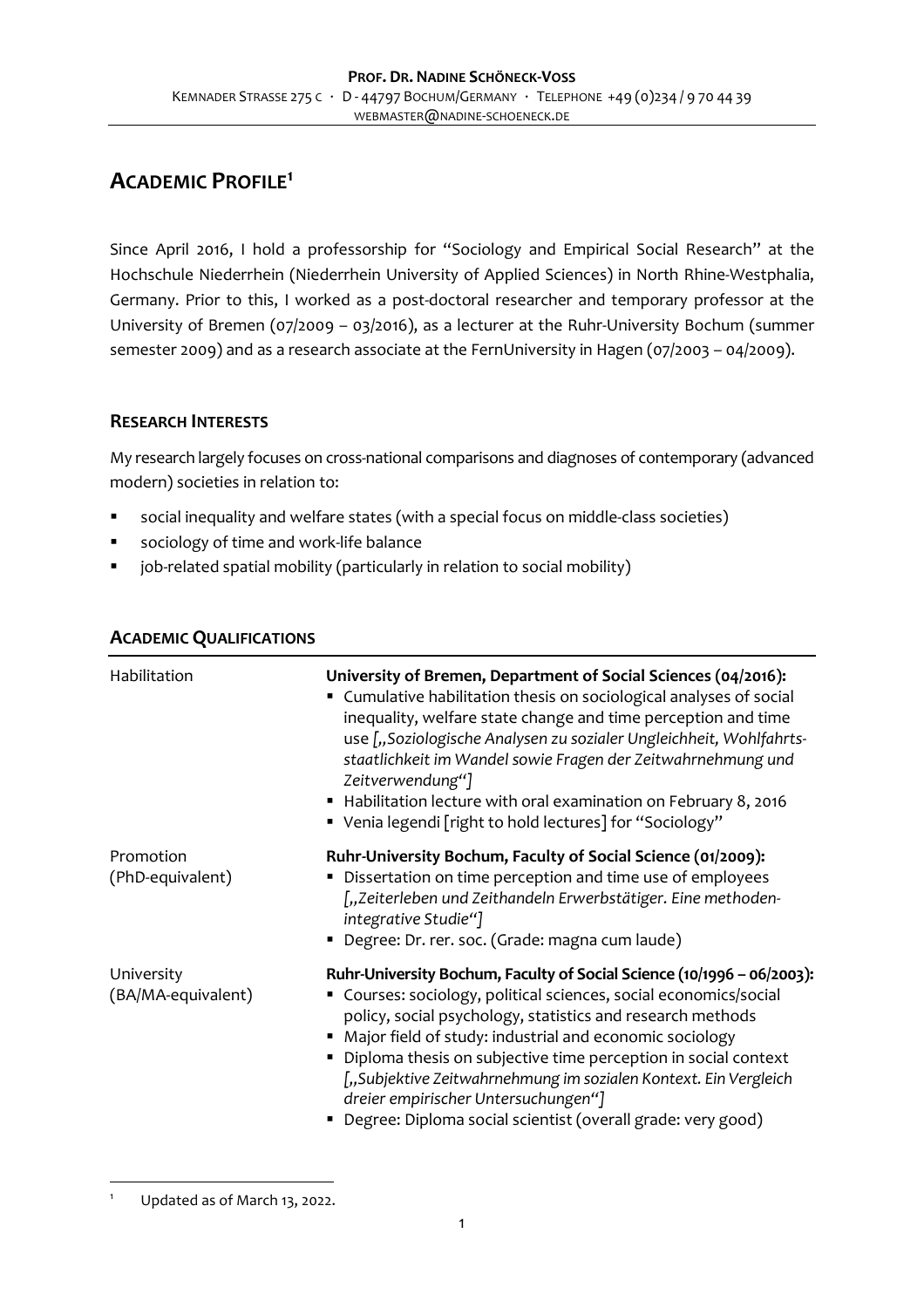**PROF. DR. NADINE SCHÖNECK-VOSS**

KEMNADER STRASSE 275 C · D - 44797 BOCHUM/GERMANY · TELEPHONE +49 (0)234 / 9 70 44 39

WEBMASTER@NADINE-SCHOENECK.DE

# ACADEMIC PROFILE[1]

Since April 2016, I hold a professorship for "Sociology and Empirical Social Research" at the Hochschule Niederrhein (Niederrhein University of Applied Sciences) in North Rhine-Westphalia, Germany. Prior to this, I worked as a post-doctoral researcher and temporary professor at the University of Bremen (07/2009 – 03/2016), as a lecturer at the Ruhr-University Bochum (summer semester 2009) and as a research associate at the FernUniversity in Hagen (07/2003 – 04/2009).

## RESEARCH INTERESTS

My research largely focuses on cross-national comparisons and diagnoses of contemporary (advanced modern) societies in relation to:

- social inequality and welfare states (with a special focus on middle-class societies)
- sociology of time and work-life balance
- job-related spatial mobility (particularly in relation to social mobility)

## ACADEMIC QUALIFICATIONS

| | |
|---|---|
| Habilitation | **University of Bremen, Department of Social Sciences (04/2016):**<br>▪ Cumulative habilitation thesis on sociological analyses of social inequality, welfare state change and time perception and time use [*„Soziologische Analysen zu sozialer Ungleichheit, Wohlfahrtsstaatlichkeit im Wandel sowie Fragen der Zeitwahrnehmung und Zeitverwendung"*]<br>▪ Habilitation lecture with oral examination on February 8, 2016<br>▪ Venia legendi [right to hold lectures] for "Sociology" |
| Promotion (PhD-equivalent) | **Ruhr-University Bochum, Faculty of Social Science (01/2009):**<br>▪ Dissertation on time perception and time use of employees [*„Zeiterleben und Zeithandeln Erwerbstätiger. Eine methodenintegrative Studie"*]<br>▪ Degree: Dr. rer. soc. (Grade: magna cum laude) |
| University (BA/MA-equivalent) | **Ruhr-University Bochum, Faculty of Social Science (10/1996 – 06/2003):**<br>▪ Courses: sociology, political sciences, social economics/social policy, social psychology, statistics and research methods<br>▪ Major field of study: industrial and economic sociology<br>▪ Diploma thesis on subjective time perception in social context [*„Subjektive Zeitwahrnehmung im sozialen Kontext. Ein Vergleich dreier empirischer Untersuchungen"*]<br>▪ Degree: Diploma social scientist (overall grade: very good) |

---

[1] Updated as of March 13, 2022.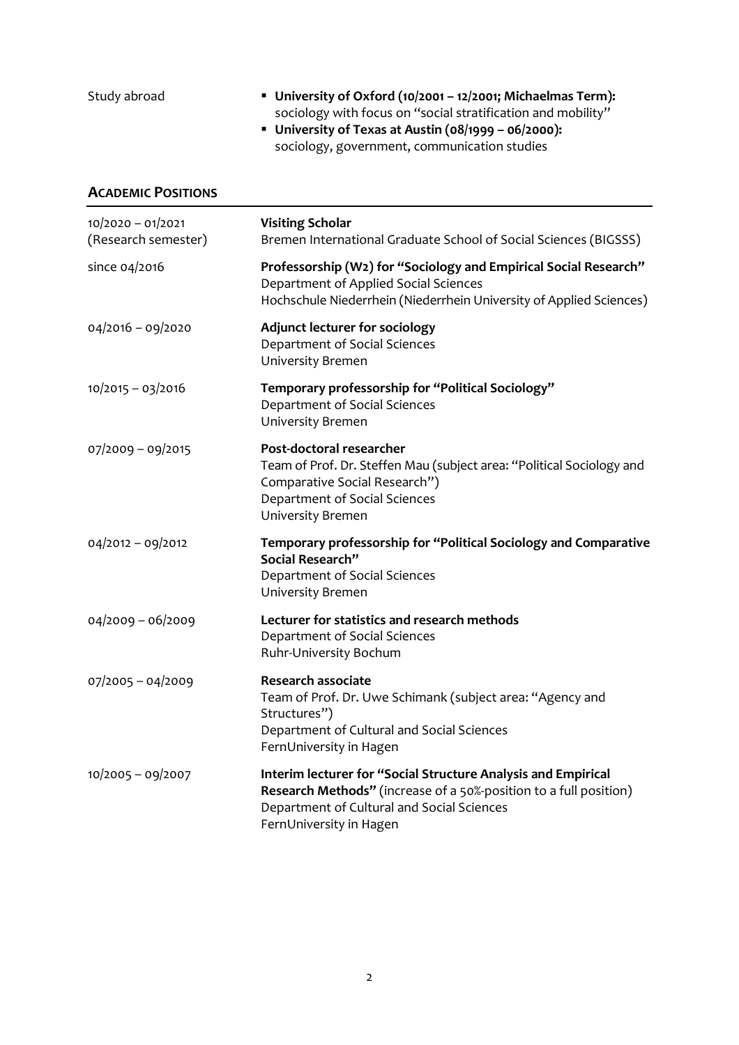Study abroad

- **University of Oxford (10/2001 – 12/2001; Michaelmas Term):** sociology with focus on "social stratification and mobility"
- **University of Texas at Austin (08/1999 – 06/2000):** sociology, government, communication studies

## ACADEMIC POSITIONS

| | |
|---|---|
| 10/2020 – 01/2021 (Research semester) | **Visiting Scholar**<br>Bremen International Graduate School of Social Sciences (BIGSSS) |
| since 04/2016 | **Professorship (W2) for "Sociology and Empirical Social Research"**<br>Department of Applied Social Sciences<br>Hochschule Niederrhein (Niederrhein University of Applied Sciences) |
| 04/2016 – 09/2020 | **Adjunct lecturer for sociology**<br>Department of Social Sciences<br>University Bremen |
| 10/2015 – 03/2016 | **Temporary professorship for "Political Sociology"**<br>Department of Social Sciences<br>University Bremen |
| 07/2009 – 09/2015 | **Post-doctoral researcher**<br>Team of Prof. Dr. Steffen Mau (subject area: "Political Sociology and Comparative Social Research")<br>Department of Social Sciences<br>University Bremen |
| 04/2012 – 09/2012 | **Temporary professorship for "Political Sociology and Comparative Social Research"**<br>Department of Social Sciences<br>University Bremen |
| 04/2009 – 06/2009 | **Lecturer for statistics and research methods**<br>Department of Social Sciences<br>Ruhr-University Bochum |
| 07/2005 – 04/2009 | **Research associate**<br>Team of Prof. Dr. Uwe Schimank (subject area: "Agency and Structures")<br>Department of Cultural and Social Sciences<br>FernUniversity in Hagen |
| 10/2005 – 09/2007 | **Interim lecturer for "Social Structure Analysis and Empirical Research Methods"** (increase of a 50%-position to a full position)<br>Department of Cultural and Social Sciences<br>FernUniversity in Hagen |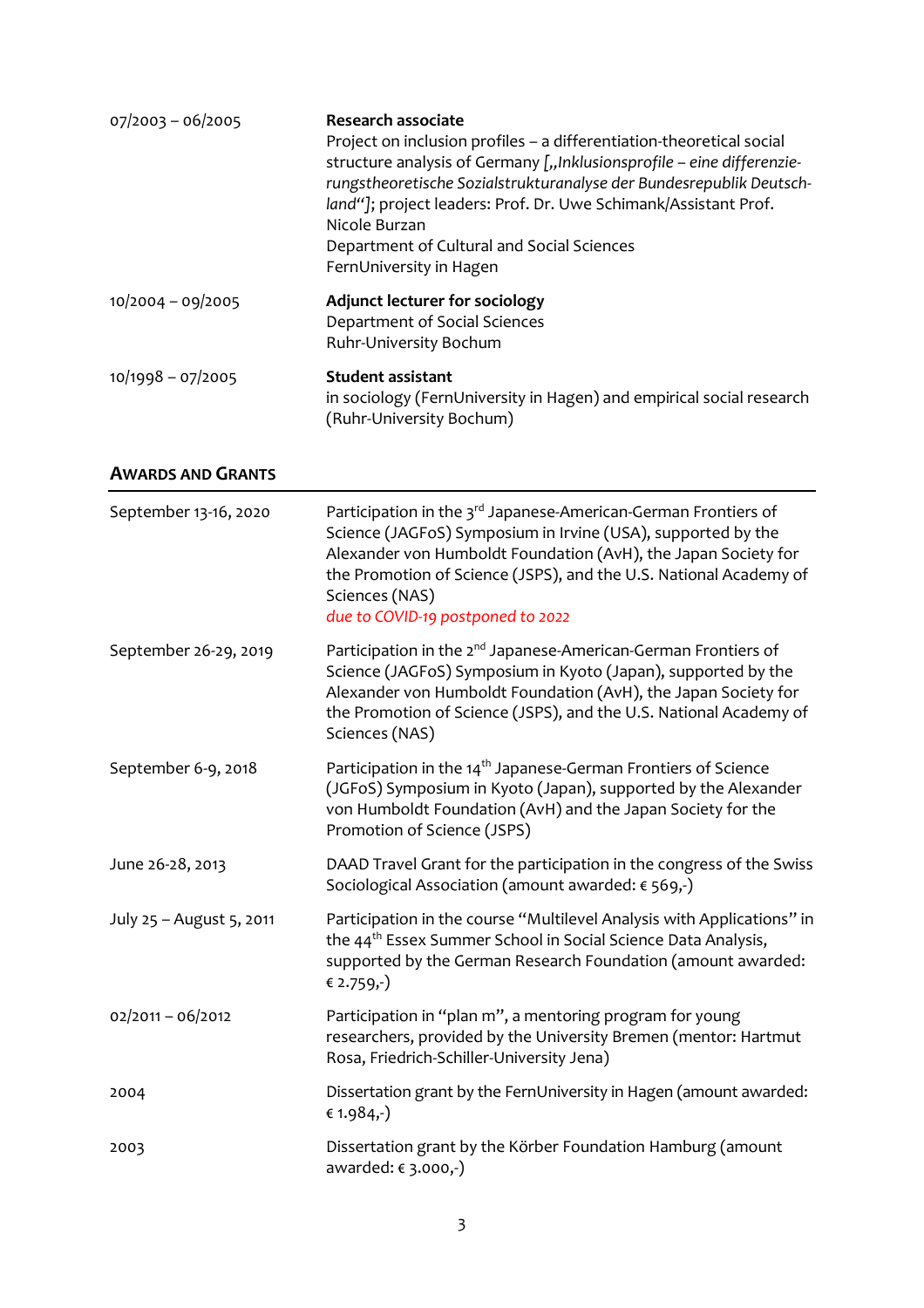| | |
|---|---|
| 07/2003 – 06/2005 | **Research associate**<br>Project on inclusion profiles – a differentiation-theoretical social structure analysis of Germany [*„Inklusionsprofile – eine differenzierungstheoretische Sozialstrukturanalyse der Bundesrepublik Deutschland“*]; project leaders: Prof. Dr. Uwe Schimank/Assistant Prof. Nicole Burzan<br>Department of Cultural and Social Sciences<br>FernUniversity in Hagen |
| 10/2004 – 09/2005 | **Adjunct lecturer for sociology**<br>Department of Social Sciences<br>Ruhr-University Bochum |
| 10/1998 – 07/2005 | **Student assistant**<br>in sociology (FernUniversity in Hagen) and empirical social research (Ruhr-University Bochum) |

## AWARDS AND GRANTS

| | |
|---|---|
| September 13-16, 2020 | Participation in the 3rd Japanese-American-German Frontiers of Science (JAGFoS) Symposium in Irvine (USA), supported by the Alexander von Humboldt Foundation (AvH), the Japan Society for the Promotion of Science (JSPS), and the U.S. National Academy of Sciences (NAS)<br>*due to COVID-19 postponed to 2022* |
| September 26-29, 2019 | Participation in the 2nd Japanese-American-German Frontiers of Science (JAGFoS) Symposium in Kyoto (Japan), supported by the Alexander von Humboldt Foundation (AvH), the Japan Society for the Promotion of Science (JSPS), and the U.S. National Academy of Sciences (NAS) |
| September 6-9, 2018 | Participation in the 14th Japanese-German Frontiers of Science (JGFoS) Symposium in Kyoto (Japan), supported by the Alexander von Humboldt Foundation (AvH) and the Japan Society for the Promotion of Science (JSPS) |
| June 26-28, 2013 | DAAD Travel Grant for the participation in the congress of the Swiss Sociological Association (amount awarded: € 569,-) |
| July 25 – August 5, 2011 | Participation in the course “Multilevel Analysis with Applications” in the 44th Essex Summer School in Social Science Data Analysis, supported by the German Research Foundation (amount awarded: € 2.759,-) |
| 02/2011 – 06/2012 | Participation in “plan m”, a mentoring program for young researchers, provided by the University Bremen (mentor: Hartmut Rosa, Friedrich-Schiller-University Jena) |
| 2004 | Dissertation grant by the FernUniversity in Hagen (amount awarded: € 1.984,-) |
| 2003 | Dissertation grant by the Körber Foundation Hamburg (amount awarded: € 3.000,-) |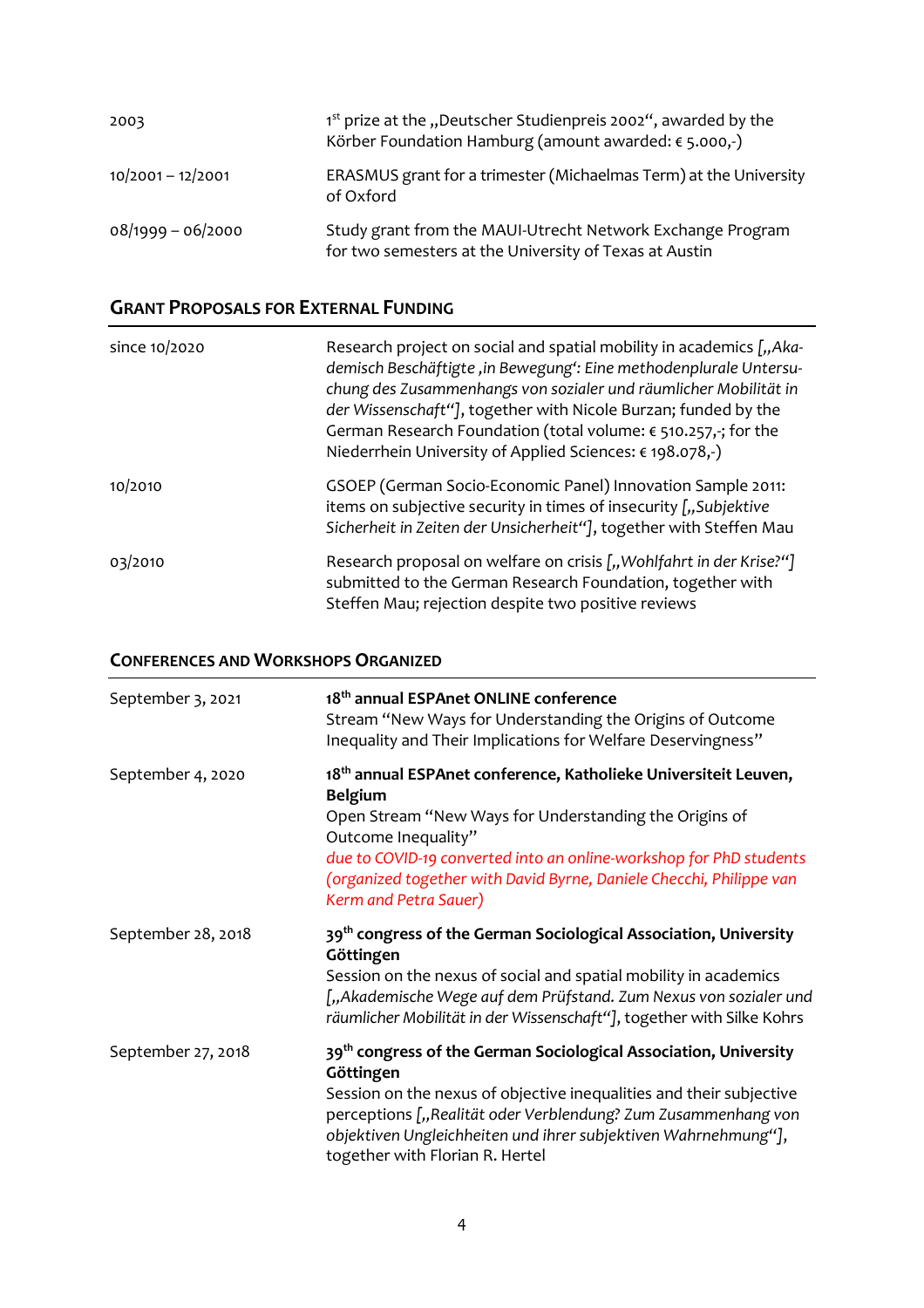| | |
|---|---|
| 2003 | 1st prize at the „Deutscher Studienpreis 2002“, awarded by the Körber Foundation Hamburg (amount awarded: € 5.000,-) |
| 10/2001 – 12/2001 | ERASMUS grant for a trimester (Michaelmas Term) at the University of Oxford |
| 08/1999 – 06/2000 | Study grant from the MAUI-Utrecht Network Exchange Program for two semesters at the University of Texas at Austin |

## Grant Proposals for External Funding

| | |
|---|---|
| since 10/2020 | Research project on social and spatial mobility in academics [*„Akademisch Beschäftigte ‚in Bewegung‘: Eine methodenplurale Untersuchung des Zusammenhangs von sozialer und räumlicher Mobilität in der Wissenschaft“*], together with Nicole Burzan; funded by the German Research Foundation (total volume: € 510.257,-; for the Niederrhein University of Applied Sciences: € 198.078,-) |
| 10/2010 | GSOEP (German Socio-Economic Panel) Innovation Sample 2011: items on subjective security in times of insecurity [*„Subjektive Sicherheit in Zeiten der Unsicherheit“*], together with Steffen Mau |
| 03/2010 | Research proposal on welfare on crisis [*„Wohlfahrt in der Krise?“*] submitted to the German Research Foundation, together with Steffen Mau; rejection despite two positive reviews |

## Conferences and Workshops Organized

| | |
|---|---|
| September 3, 2021 | **18th annual ESPAnet ONLINE conference** Stream “New Ways for Understanding the Origins of Outcome Inequality and Their Implications for Welfare Deservingness” |
| September 4, 2020 | **18th annual ESPAnet conference, Katholieke Universiteit Leuven, Belgium** Open Stream “New Ways for Understanding the Origins of Outcome Inequality” *due to COVID-19 converted into an online-workshop for PhD students (organized together with David Byrne, Daniele Checchi, Philippe van Kerm and Petra Sauer)* |
| September 28, 2018 | **39th congress of the German Sociological Association, University Göttingen** Session on the nexus of social and spatial mobility in academics [*„Akademische Wege auf dem Prüfstand. Zum Nexus von sozialer und räumlicher Mobilität in der Wissenschaft“*], together with Silke Kohrs |
| September 27, 2018 | **39th congress of the German Sociological Association, University Göttingen** Session on the nexus of objective inequalities and their subjective perceptions [*„Realität oder Verblendung? Zum Zusammenhang von objektiven Ungleichheiten und ihrer subjektiven Wahrnehmung“*], together with Florian R. Hertel |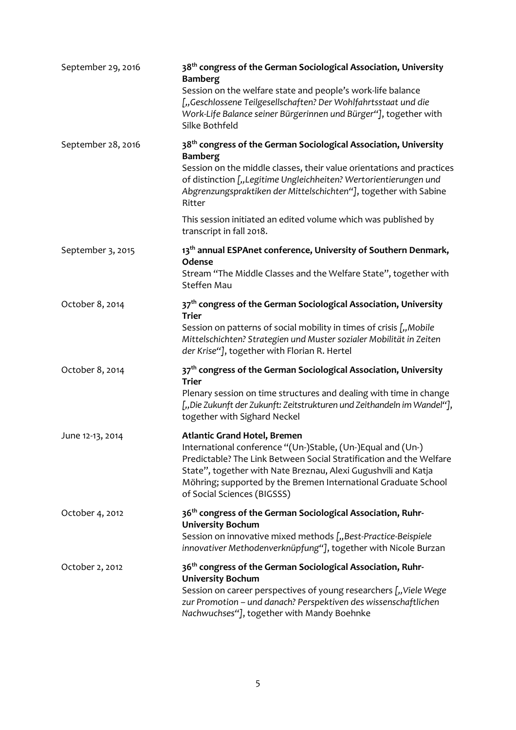| | |
|---|---|
| September 29, 2016 | **38th congress of the German Sociological Association, University Bamberg**<br>Session on the welfare state and people's work-life balance [*„Geschlossene Teilgesellschaften? Der Wohlfahrtsstaat und die Work-Life Balance seiner Bürgerinnen und Bürger"*], together with Silke Bothfeld |
| September 28, 2016 | **38th congress of the German Sociological Association, University Bamberg**<br>Session on the middle classes, their value orientations and practices of distinction [*„Legitime Ungleichheiten? Wertorientierungen und Abgrenzungspraktiken der Mittelschichten"*], together with Sabine Ritter<br><br>This session initiated an edited volume which was published by transcript in fall 2018. |
| September 3, 2015 | **13th annual ESPAnet conference, University of Southern Denmark, Odense**<br>Stream "The Middle Classes and the Welfare State", together with Steffen Mau |
| October 8, 2014 | **37th congress of the German Sociological Association, University Trier**<br>Session on patterns of social mobility in times of crisis [*„Mobile Mittelschichten? Strategien und Muster sozialer Mobilität in Zeiten der Krise"*], together with Florian R. Hertel |
| October 8, 2014 | **37th congress of the German Sociological Association, University Trier**<br>Plenary session on time structures and dealing with time in change [*„Die Zukunft der Zukunft: Zeitstrukturen und Zeithandeln im Wandel"*], together with Sighard Neckel |
| June 12-13, 2014 | **Atlantic Grand Hotel, Bremen**<br>International conference "(Un-)Stable, (Un-)Equal and (Un-) Predictable? The Link Between Social Stratification and the Welfare State", together with Nate Breznau, Alexi Gugushvili and Katja Möhring; supported by the Bremen International Graduate School of Social Sciences (BIGSSS) |
| October 4, 2012 | **36th congress of the German Sociological Association, Ruhr-University Bochum**<br>Session on innovative mixed methods [*„Best-Practice-Beispiele innovativer Methodenverknüpfung"*], together with Nicole Burzan |
| October 2, 2012 | **36th congress of the German Sociological Association, Ruhr-University Bochum**<br>Session on career perspectives of young researchers [*„Viele Wege zur Promotion – und danach? Perspektiven des wissenschaftlichen Nachwuchses"*], together with Mandy Boehnke |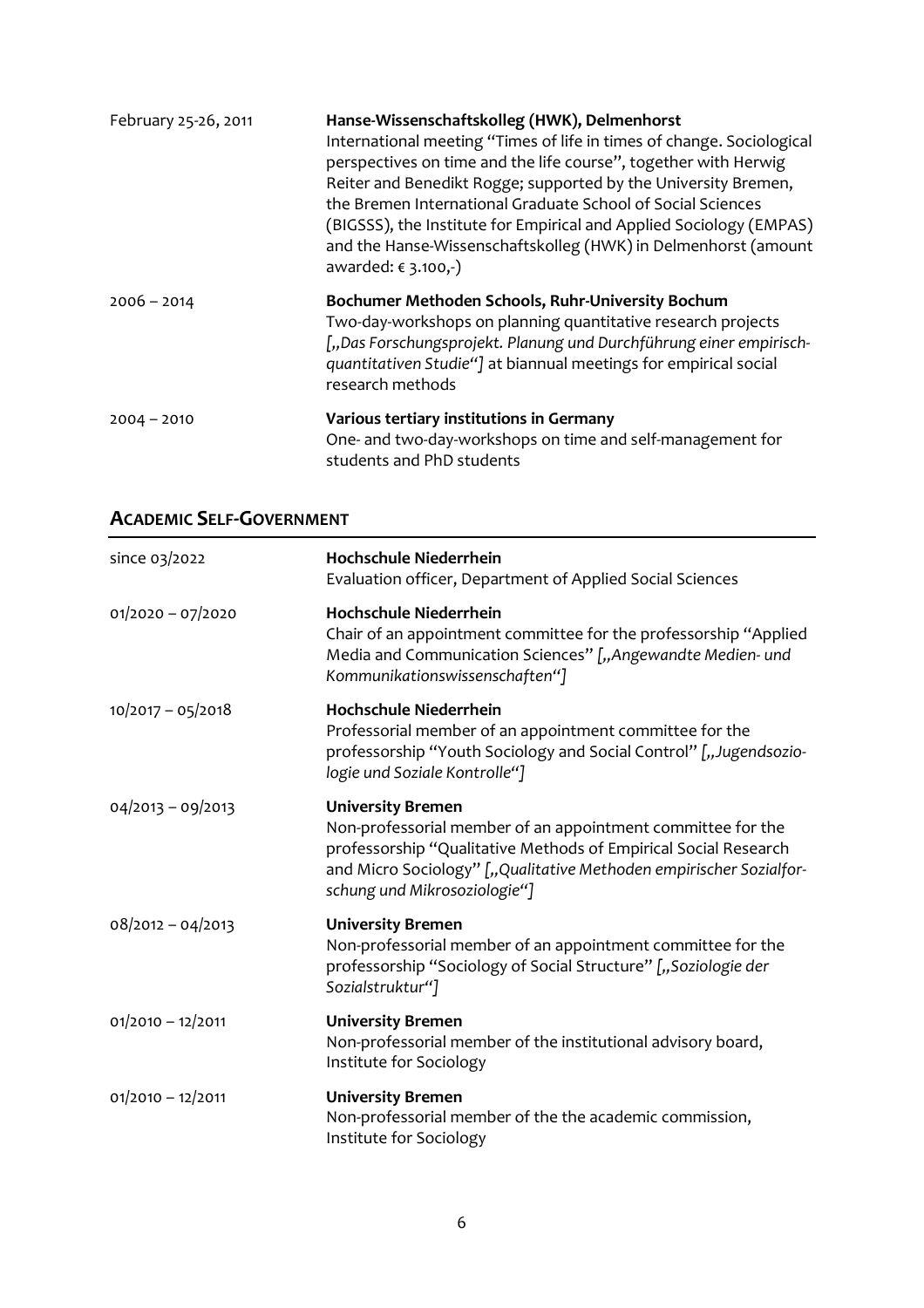| | |
|---|---|
| February 25-26, 2011 | **Hanse-Wissenschaftskolleg (HWK), Delmenhorst**<br>International meeting "Times of life in times of change. Sociological perspectives on time and the life course", together with Herwig Reiter and Benedikt Rogge; supported by the University Bremen, the Bremen International Graduate School of Social Sciences (BIGSSS), the Institute for Empirical and Applied Sociology (EMPAS) and the Hanse-Wissenschaftskolleg (HWK) in Delmenhorst (amount awarded: € 3.100,-) |
| 2006 – 2014 | **Bochumer Methoden Schools, Ruhr-University Bochum**<br>Two-day-workshops on planning quantitative research projects [*„Das Forschungsprojekt. Planung und Durchführung einer empirisch-quantitativen Studie"*] at biannual meetings for empirical social research methods |
| 2004 – 2010 | **Various tertiary institutions in Germany**<br>One- and two-day-workshops on time and self-management for students and PhD students |

## Academic Self-Government

| | |
|---|---|
| since 03/2022 | **Hochschule Niederrhein**<br>Evaluation officer, Department of Applied Social Sciences |
| 01/2020 – 07/2020 | **Hochschule Niederrhein**<br>Chair of an appointment committee for the professorship "Applied Media and Communication Sciences" [*„Angewandte Medien- und Kommunikationswissenschaften"*] |
| 10/2017 – 05/2018 | **Hochschule Niederrhein**<br>Professorial member of an appointment committee for the professorship "Youth Sociology and Social Control" [*„Jugendsoziologie und Soziale Kontrolle"*] |
| 04/2013 – 09/2013 | **University Bremen**<br>Non-professorial member of an appointment committee for the professorship "Qualitative Methods of Empirical Social Research and Micro Sociology" [*„Qualitative Methoden empirischer Sozialforschung und Mikrosoziologie"*] |
| 08/2012 – 04/2013 | **University Bremen**<br>Non-professorial member of an appointment committee for the professorship "Sociology of Social Structure" [*„Soziologie der Sozialstruktur"*] |
| 01/2010 – 12/2011 | **University Bremen**<br>Non-professorial member of the institutional advisory board, Institute for Sociology |
| 01/2010 – 12/2011 | **University Bremen**<br>Non-professorial member of the the academic commission, Institute for Sociology |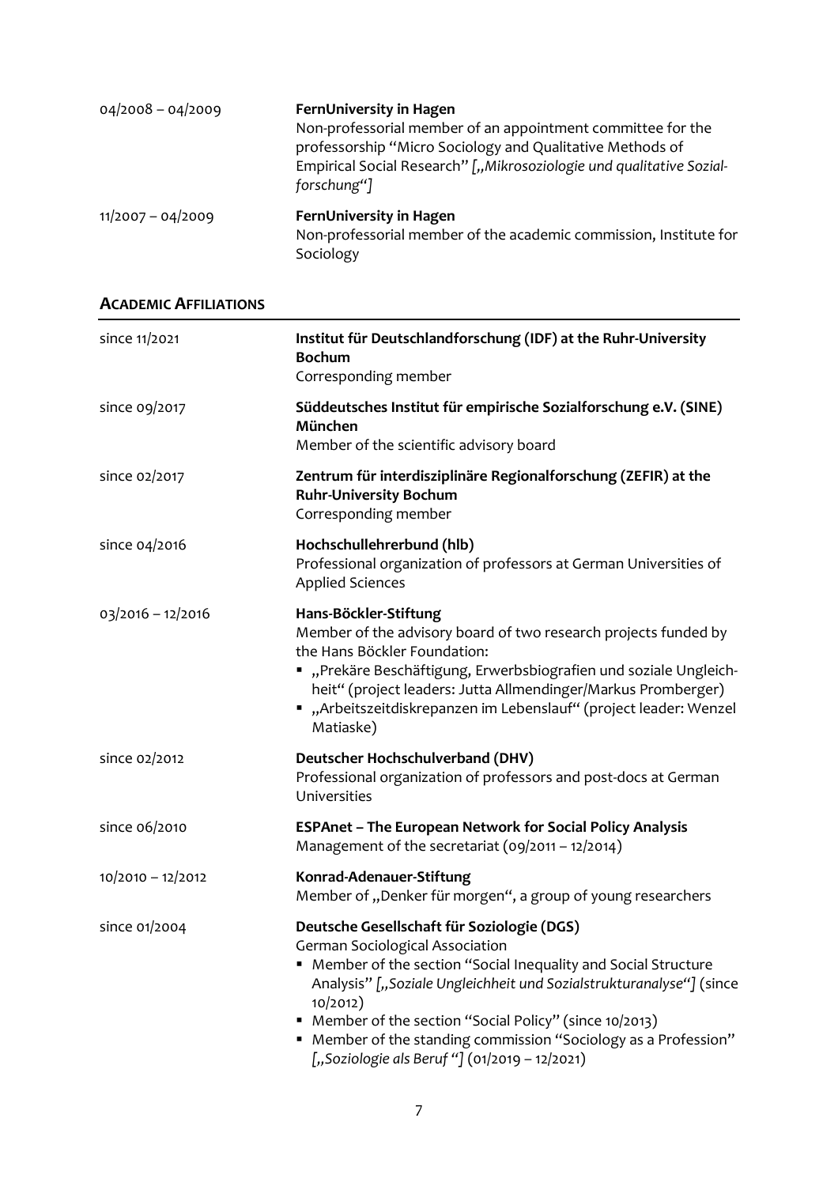| | |
|---|---|
| 04/2008 – 04/2009 | **FernUniversity in Hagen**<br>Non-professorial member of an appointment committee for the professorship "Micro Sociology and Qualitative Methods of Empirical Social Research" [*„Mikrosoziologie und qualitative Sozial-forschung"*] |
| 11/2007 – 04/2009 | **FernUniversity in Hagen**<br>Non-professorial member of the academic commission, Institute for Sociology |

## ACADEMIC AFFILIATIONS

| | |
|---|---|
| since 11/2021 | **Institut für Deutschlandforschung (IDF) at the Ruhr-University Bochum**<br>Corresponding member |
| since 09/2017 | **Süddeutsches Institut für empirische Sozialforschung e.V. (SINE) München**<br>Member of the scientific advisory board |
| since 02/2017 | **Zentrum für interdisziplinäre Regionalforschung (ZEFIR) at the Ruhr-University Bochum**<br>Corresponding member |
| since 04/2016 | **Hochschullehrerbund (hlb)**<br>Professional organization of professors at German Universities of Applied Sciences |
| 03/2016 – 12/2016 | **Hans-Böckler-Stiftung**<br>Member of the advisory board of two research projects funded by the Hans Böckler Foundation:<br>▪ „Prekäre Beschäftigung, Erwerbsbiografien und soziale Ungleich-heit" (project leaders: Jutta Allmendinger/Markus Promberger)<br>▪ „Arbeitszeitdiskrepanzen im Lebenslauf" (project leader: Wenzel Matiaske) |
| since 02/2012 | **Deutscher Hochschulverband (DHV)**<br>Professional organization of professors and post-docs at German Universities |
| since 06/2010 | **ESPAnet – The European Network for Social Policy Analysis**<br>Management of the secretariat (09/2011 – 12/2014) |
| 10/2010 – 12/2012 | **Konrad-Adenauer-Stiftung**<br>Member of „Denker für morgen", a group of young researchers |
| since 01/2004 | **Deutsche Gesellschaft für Soziologie (DGS)**<br>German Sociological Association<br>▪ Member of the section "Social Inequality and Social Structure Analysis" [*„Soziale Ungleichheit und Sozialstrukturanalyse"*] (since 10/2012)<br>▪ Member of the section "Social Policy" (since 10/2013)<br>▪ Member of the standing commission "Sociology as a Profession" [*„Soziologie als Beruf "*] (01/2019 – 12/2021) |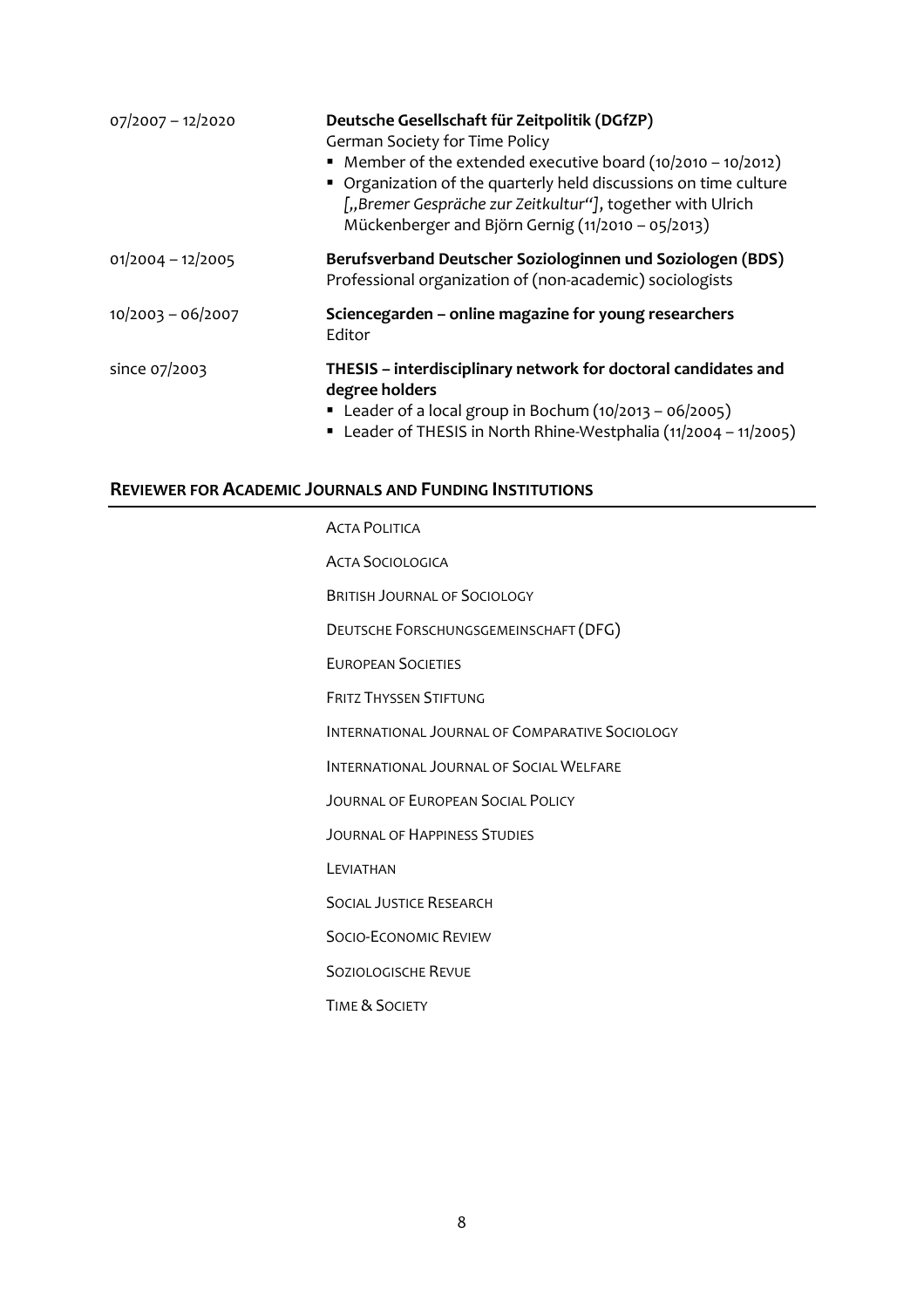07/2007 – 12/2020 **Deutsche Gesellschaft für Zeitpolitik (DGfZP)**
German Society for Time Policy

- Member of the extended executive board (10/2010 – 10/2012)
- Organization of the quarterly held discussions on time culture [*„Bremer Gespräche zur Zeitkultur“*], together with Ulrich Mückenberger and Björn Gernig (11/2010 – 05/2013)

01/2004 – 12/2005 **Berufsverband Deutscher Soziologinnen und Soziologen (BDS)**
Professional organization of (non-academic) sociologists

10/2003 – 06/2007 **Sciencegarden – online magazine for young researchers**
Editor

since 07/2003 **THESIS – interdisciplinary network for doctoral candidates and degree holders**

- Leader of a local group in Bochum (10/2013 – 06/2005)
- Leader of THESIS in North Rhine-Westphalia (11/2004 – 11/2005)

## Reviewer for Academic Journals and Funding Institutions

Acta Politica

Acta Sociologica

British Journal of Sociology

Deutsche Forschungsgemeinschaft (DFG)

European Societies

Fritz Thyssen Stiftung

International Journal of Comparative Sociology

International Journal of Social Welfare

Journal of European Social Policy

Journal of Happiness Studies

Leviathan

Social Justice Research

Socio-Economic Review

Soziologische Revue

Time & Society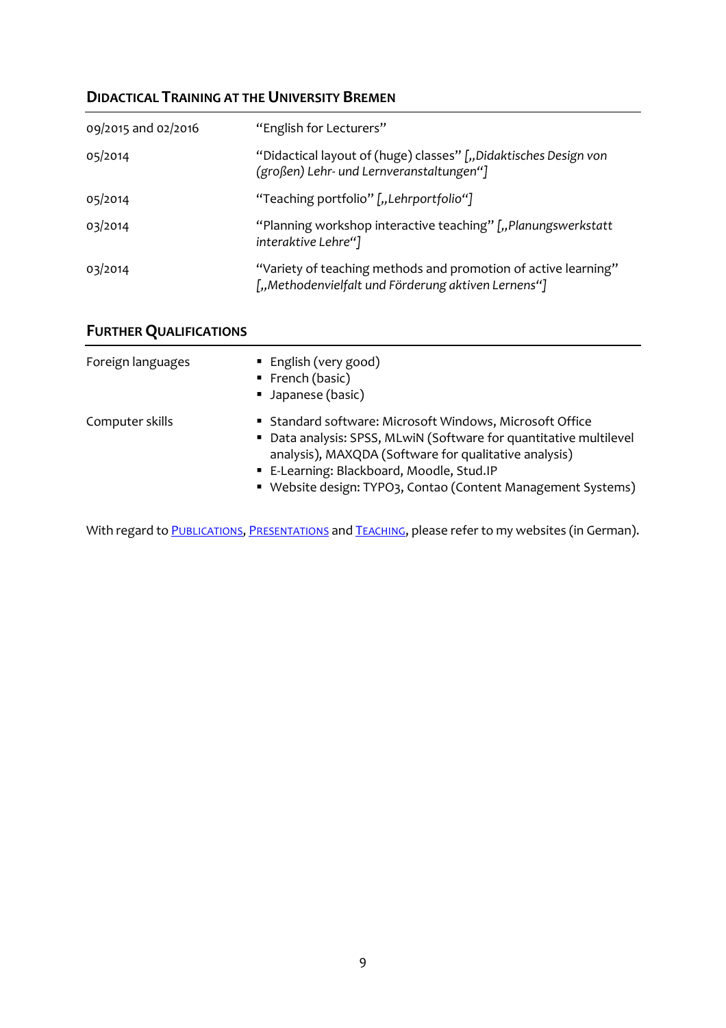## Didactical Training at the University Bremen

| | |
|---|---|
| 09/2015 and 02/2016 | "English for Lecturers" |
| 05/2014 | "Didactical layout of (huge) classes" [*„Didaktisches Design von (großen) Lehr- und Lernveranstaltungen"*] |
| 05/2014 | "Teaching portfolio" [*„Lehrportfolio"*] |
| 03/2014 | "Planning workshop interactive teaching" [*„Planungswerkstatt interaktive Lehre"*] |
| 03/2014 | "Variety of teaching methods and promotion of active learning" [*„Methodenvielfalt und Förderung aktiven Lernens"*] |

## Further Qualifications

| | |
|---|---|
| Foreign languages | ▪ English (very good)<br>▪ French (basic)<br>▪ Japanese (basic) |
| Computer skills | ▪ Standard software: Microsoft Windows, Microsoft Office<br>▪ Data analysis: SPSS, MLwiN (Software for quantitative multilevel analysis), MAXQDA (Software for qualitative analysis)<br>▪ E-Learning: Blackboard, Moodle, Stud.IP<br>▪ Website design: TYPO3, Contao (Content Management Systems) |

With regard to Publications, Presentations and Teaching, please refer to my websites (in German).